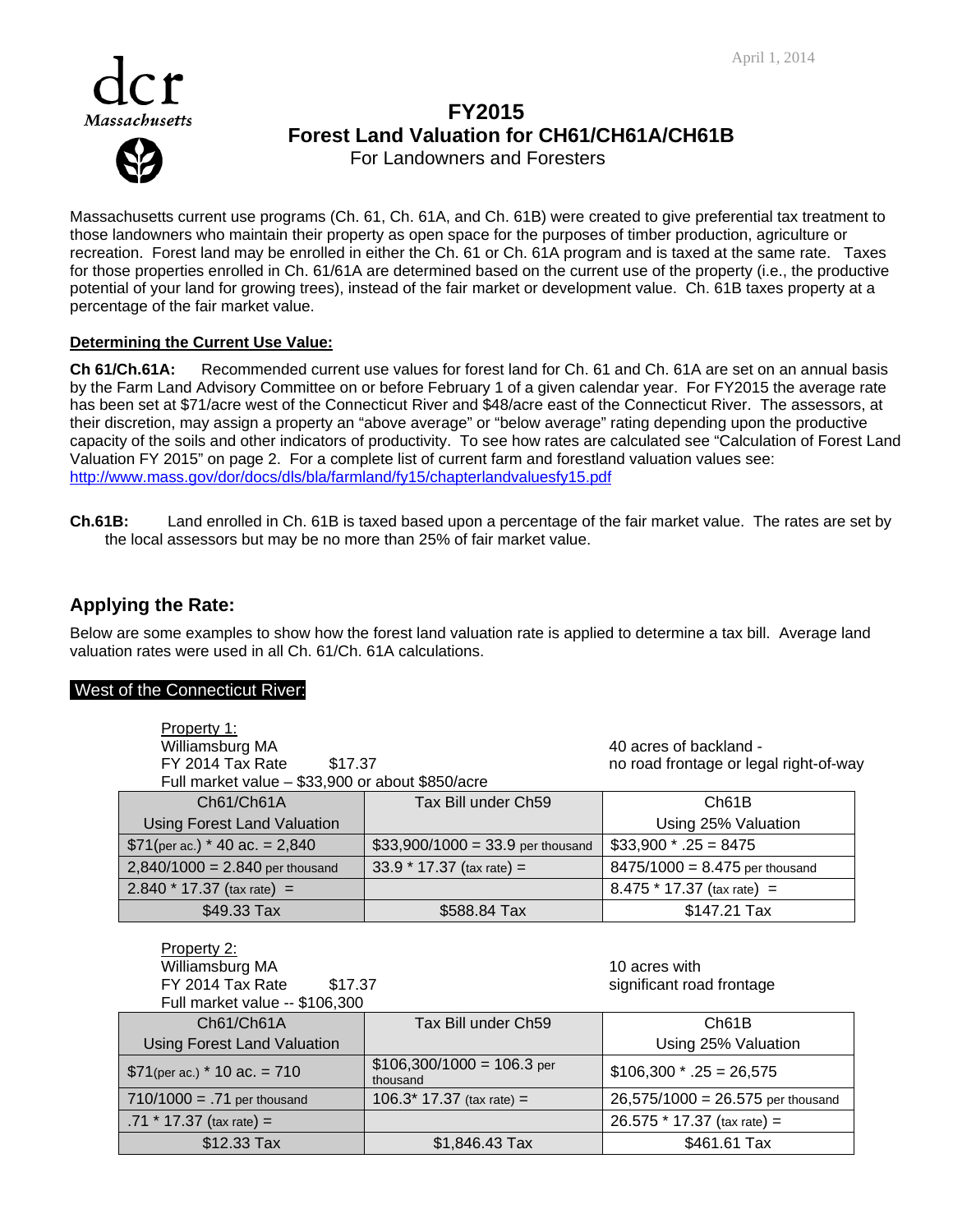April 1, 2014

dcr Massachusetts

# FY2015
# Forest Land Valuation for CH61/CH61A/CH61B
For Landowners and Foresters

Massachusetts current use programs (Ch. 61, Ch. 61A, and Ch. 61B) were created to give preferential tax treatment to those landowners who maintain their property as open space for the purposes of timber production, agriculture or recreation. Forest land may be enrolled in either the Ch. 61 or Ch. 61A program and is taxed at the same rate. Taxes for those properties enrolled in Ch. 61/61A are determined based on the current use of the property (i.e., the productive potential of your land for growing trees), instead of the fair market or development value. Ch. 61B taxes property at a percentage of the fair market value.

**Determining the Current Use Value:**

**Ch 61/Ch.61A:** Recommended current use values for forest land for Ch. 61 and Ch. 61A are set on an annual basis by the Farm Land Advisory Committee on or before February 1 of a given calendar year. For FY2015 the average rate has been set at $71/acre west of the Connecticut River and $48/acre east of the Connecticut River. The assessors, at their discretion, may assign a property an "above average" or "below average" rating depending upon the productive capacity of the soils and other indicators of productivity. To see how rates are calculated see "Calculation of Forest Land Valuation FY 2015" on page 2. For a complete list of current farm and forestland valuation values see: http://www.mass.gov/dor/docs/dls/bla/farmland/fy15/chapterlandvaluesfy15.pdf

**Ch.61B:** Land enrolled in Ch. 61B is taxed based upon a percentage of the fair market value. The rates are set by the local assessors but may be no more than 25% of fair market value.

## Applying the Rate:

Below are some examples to show how the forest land valuation rate is applied to determine a tax bill. Average land valuation rates were used in all Ch. 61/Ch. 61A calculations.

**West of the Connecticut River:**

Property 1:
Williamsburg MA
FY 2014 Tax Rate $17.37
Full market value – $33,900 or about $850/acre

40 acres of backland - no road frontage or legal right-of-way

| Ch61/Ch61A Using Forest Land Valuation | Tax Bill under Ch59 | Ch61B Using 25% Valuation |
|---|---|---|
| $71(per ac.) * 40 ac. = 2,840 | $33,900/1000 = 33.9 per thousand | $33,900 * .25 = 8475 |
| 2,840/1000 = 2.840 per thousand | 33.9 * 17.37 (tax rate) = | 8475/1000 = 8.475 per thousand |
| 2.840 * 17.37 (tax rate) = | | 8.475 * 17.37 (tax rate) = |
| $49.33 Tax | $588.84 Tax | $147.21 Tax |

Property 2:
Williamsburg MA
FY 2014 Tax Rate $17.37
Full market value -- $106,300

10 acres with significant road frontage

| Ch61/Ch61A Using Forest Land Valuation | Tax Bill under Ch59 | Ch61B Using 25% Valuation |
|---|---|---|
| $71(per ac.) * 10 ac. = 710 | $106,300/1000 = 106.3 per thousand | $106,300 * .25 = 26,575 |
| 710/1000 = .71 per thousand | 106.3* 17.37 (tax rate) = | 26,575/1000 = 26.575 per thousand |
| .71 * 17.37 (tax rate) = | | 26.575 * 17.37 (tax rate) = |
| $12.33 Tax | $1,846.43 Tax | $461.61 Tax |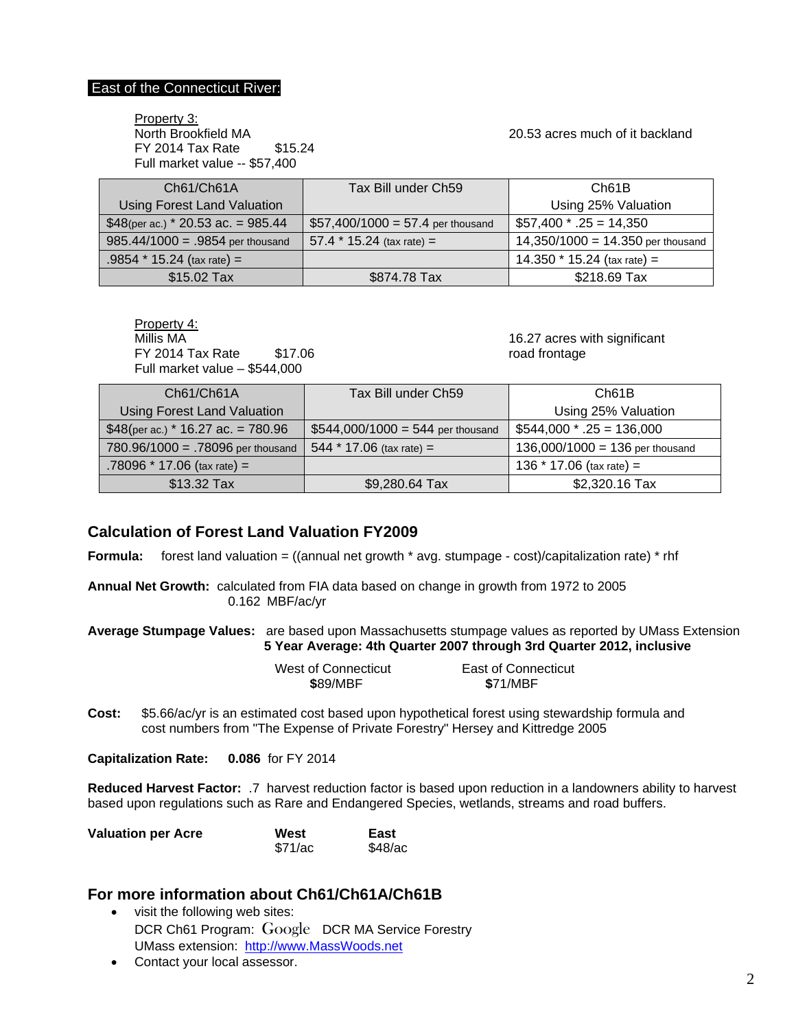East of the Connecticut River:

Property 3:
North Brookfield MA
FY 2014 Tax Rate $15.24
Full market value -- $57,400

20.53 acres much of it backland

| Ch61/Ch61A Using Forest Land Valuation | Tax Bill under Ch59 | Ch61B Using 25% Valuation |
|---|---|---|
| $48(per ac.) * 20.53 ac. = 985.44 | $57,400/1000 = 57.4 per thousand | $57,400 * .25 = 14,350 |
| 985.44/1000 = .9854 per thousand | 57.4 * 15.24 (tax rate) = | 14,350/1000 = 14.350 per thousand |
| .9854 * 15.24 (tax rate) = | | 14.350 * 15.24 (tax rate) = |
| $15.02 Tax | $874.78 Tax | $218.69 Tax |

Property 4:
Millis MA
FY 2014 Tax Rate $17.06
Full market value – $544,000

16.27 acres with significant road frontage

| Ch61/Ch61A Using Forest Land Valuation | Tax Bill under Ch59 | Ch61B Using 25% Valuation |
|---|---|---|
| $48(per ac.) * 16.27 ac. = 780.96 | $544,000/1000 = 544 per thousand | $544,000 * .25 = 136,000 |
| 780.96/1000 = .78096 per thousand | 544 * 17.06 (tax rate) = | 136,000/1000 = 136 per thousand |
| .78096 * 17.06 (tax rate) = | | 136 * 17.06 (tax rate) = |
| $13.32 Tax | $9,280.64 Tax | $2,320.16 Tax |

## Calculation of Forest Land Valuation FY2009

**Formula:** forest land valuation = ((annual net growth * avg. stumpage - cost)/capitalization rate) * rhf

**Annual Net Growth:** calculated from FIA data based on change in growth from 1972 to 2005
0.162 MBF/ac/yr

**Average Stumpage Values:** are based upon Massachusetts stumpage values as reported by UMass Extension
**5 Year Average: 4th Quarter 2007 through 3rd Quarter 2012, inclusive**

| West of Connecticut | East of Connecticut |
|---|---|
| $89/MBF | $71/MBF |

**Cost:** $5.66/ac/yr is an estimated cost based upon hypothetical forest using stewardship formula and cost numbers from "The Expense of Private Forestry" Hersey and Kittredge 2005

**Capitalization Rate:** **0.086** for FY 2014

**Reduced Harvest Factor:** .7 harvest reduction factor is based upon reduction in a landowners ability to harvest based upon regulations such as Rare and Endangered Species, wetlands, streams and road buffers.

| **Valuation per Acre** | **West** | **East** |
|---|---|---|
| | $71/ac | $48/ac |

## For more information about Ch61/Ch61A/Ch61B

- visit the following web sites:
  DCR Ch61 Program: Google DCR MA Service Forestry
  UMass extension: http://www.MassWoods.net
- Contact your local assessor.